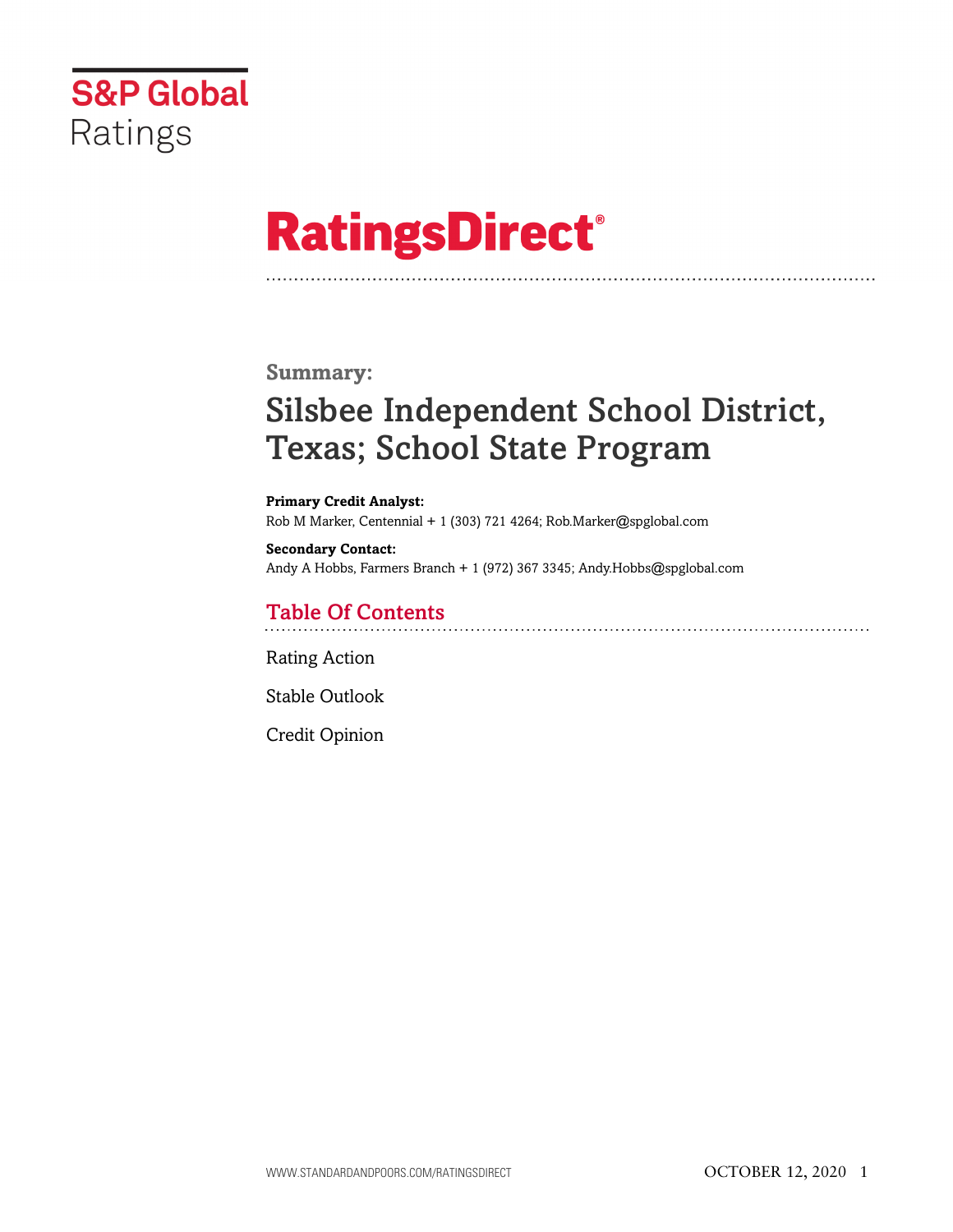S&P Global Ratings

# RatingsDirect®

**Summary:**

## Silsbee Independent School District, Texas; School State Program

**Primary Credit Analyst:**
Rob M Marker, Centennial + 1 (303) 721 4264; Rob.Marker@spglobal.com

**Secondary Contact:**
Andy A Hobbs, Farmers Branch + 1 (972) 367 3345; Andy.Hobbs@spglobal.com

## Table Of Contents

Rating Action

Stable Outlook

Credit Opinion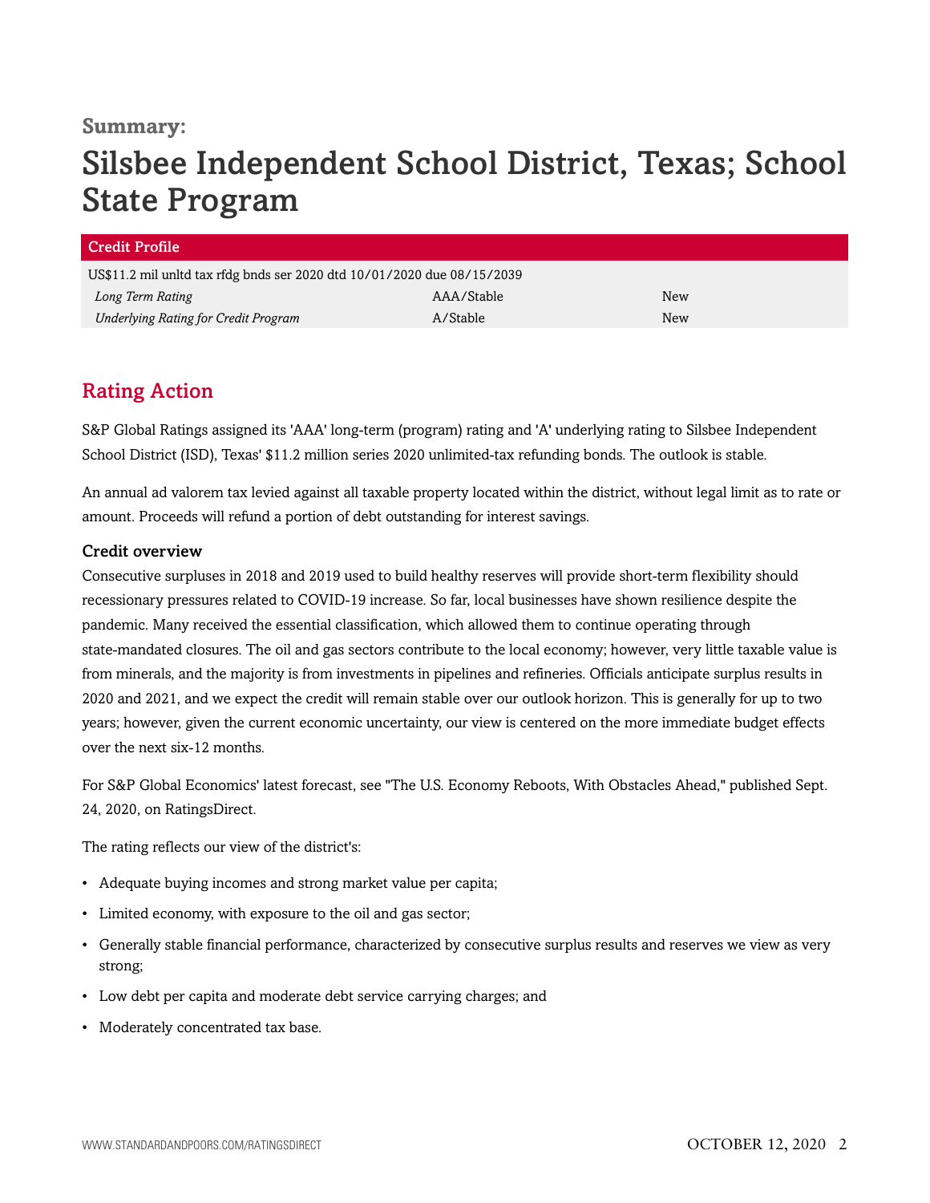**Summary:**

# Silsbee Independent School District, Texas; School State Program

| Credit Profile | | |
|---|---|---|
| US$11.2 mil unltd tax rfdg bnds ser 2020 dtd 10/01/2020 due 08/15/2039 | | |
| *Long Term Rating* | AAA/Stable | New |
| *Underlying Rating for Credit Program* | A/Stable | New |

## Rating Action

S&P Global Ratings assigned its 'AAA' long-term (program) rating and 'A' underlying rating to Silsbee Independent School District (ISD), Texas' $11.2 million series 2020 unlimited-tax refunding bonds. The outlook is stable.

An annual ad valorem tax levied against all taxable property located within the district, without legal limit as to rate or amount. Proceeds will refund a portion of debt outstanding for interest savings.

### Credit overview

Consecutive surpluses in 2018 and 2019 used to build healthy reserves will provide short-term flexibility should recessionary pressures related to COVID-19 increase. So far, local businesses have shown resilience despite the pandemic. Many received the essential classification, which allowed them to continue operating through state-mandated closures. The oil and gas sectors contribute to the local economy; however, very little taxable value is from minerals, and the majority is from investments in pipelines and refineries. Officials anticipate surplus results in 2020 and 2021, and we expect the credit will remain stable over our outlook horizon. This is generally for up to two years; however, given the current economic uncertainty, our view is centered on the more immediate budget effects over the next six-12 months.

For S&P Global Economics' latest forecast, see "The U.S. Economy Reboots, With Obstacles Ahead," published Sept. 24, 2020, on RatingsDirect.

The rating reflects our view of the district's:

- Adequate buying incomes and strong market value per capita;
- Limited economy, with exposure to the oil and gas sector;
- Generally stable financial performance, characterized by consecutive surplus results and reserves we view as very strong;
- Low debt per capita and moderate debt service carrying charges; and
- Moderately concentrated tax base.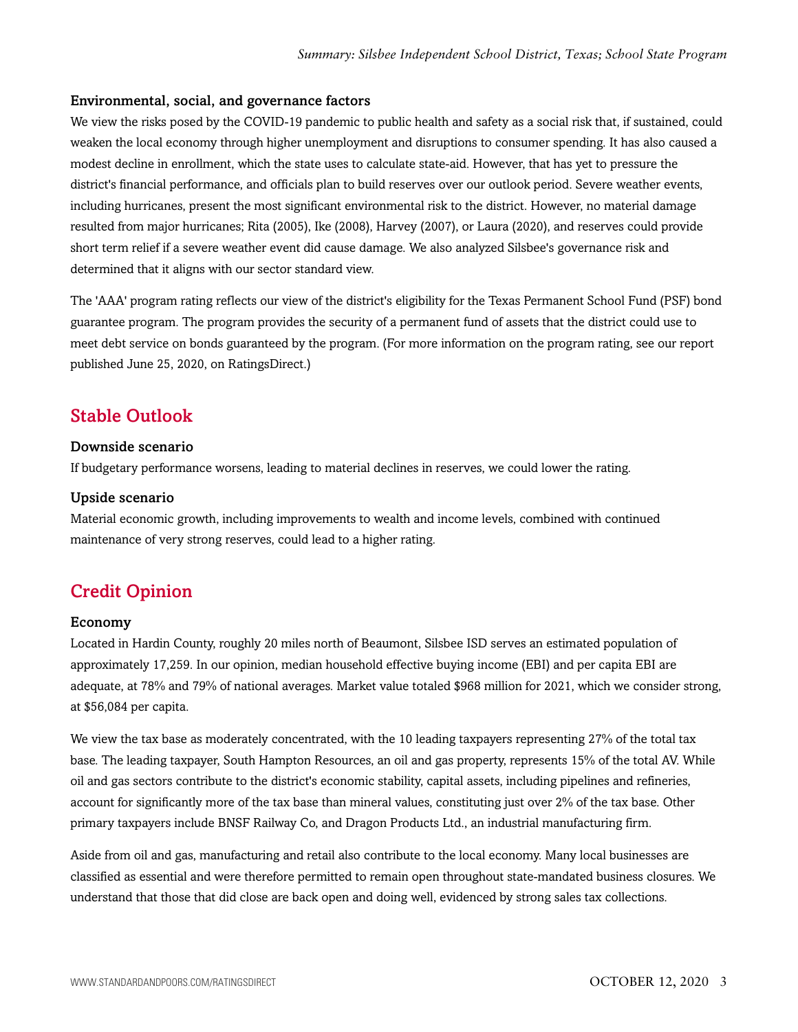### Environmental, social, and governance factors

We view the risks posed by the COVID-19 pandemic to public health and safety as a social risk that, if sustained, could weaken the local economy through higher unemployment and disruptions to consumer spending. It has also caused a modest decline in enrollment, which the state uses to calculate state-aid. However, that has yet to pressure the district's financial performance, and officials plan to build reserves over our outlook period. Severe weather events, including hurricanes, present the most significant environmental risk to the district. However, no material damage resulted from major hurricanes; Rita (2005), Ike (2008), Harvey (2007), or Laura (2020), and reserves could provide short term relief if a severe weather event did cause damage. We also analyzed Silsbee's governance risk and determined that it aligns with our sector standard view.

The 'AAA' program rating reflects our view of the district's eligibility for the Texas Permanent School Fund (PSF) bond guarantee program. The program provides the security of a permanent fund of assets that the district could use to meet debt service on bonds guaranteed by the program. (For more information on the program rating, see our report published June 25, 2020, on RatingsDirect.)

## Stable Outlook

### Downside scenario

If budgetary performance worsens, leading to material declines in reserves, we could lower the rating.

### Upside scenario

Material economic growth, including improvements to wealth and income levels, combined with continued maintenance of very strong reserves, could lead to a higher rating.

## Credit Opinion

### Economy

Located in Hardin County, roughly 20 miles north of Beaumont, Silsbee ISD serves an estimated population of approximately 17,259. In our opinion, median household effective buying income (EBI) and per capita EBI are adequate, at 78% and 79% of national averages. Market value totaled $968 million for 2021, which we consider strong, at $56,084 per capita.

We view the tax base as moderately concentrated, with the 10 leading taxpayers representing 27% of the total tax base. The leading taxpayer, South Hampton Resources, an oil and gas property, represents 15% of the total AV. While oil and gas sectors contribute to the district's economic stability, capital assets, including pipelines and refineries, account for significantly more of the tax base than mineral values, constituting just over 2% of the tax base. Other primary taxpayers include BNSF Railway Co, and Dragon Products Ltd., an industrial manufacturing firm.

Aside from oil and gas, manufacturing and retail also contribute to the local economy. Many local businesses are classified as essential and were therefore permitted to remain open throughout state-mandated business closures. We understand that those that did close are back open and doing well, evidenced by strong sales tax collections.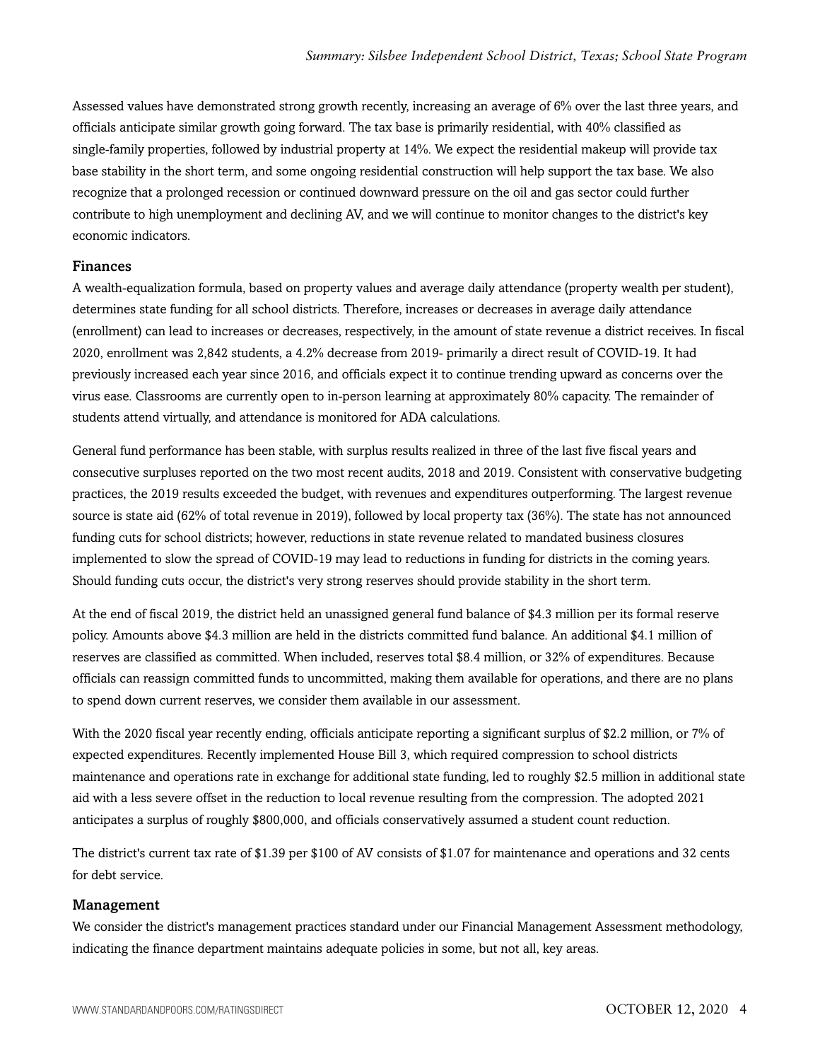Assessed values have demonstrated strong growth recently, increasing an average of 6% over the last three years, and officials anticipate similar growth going forward. The tax base is primarily residential, with 40% classified as single-family properties, followed by industrial property at 14%. We expect the residential makeup will provide tax base stability in the short term, and some ongoing residential construction will help support the tax base. We also recognize that a prolonged recession or continued downward pressure on the oil and gas sector could further contribute to high unemployment and declining AV, and we will continue to monitor changes to the district's key economic indicators.

## Finances

A wealth-equalization formula, based on property values and average daily attendance (property wealth per student), determines state funding for all school districts. Therefore, increases or decreases in average daily attendance (enrollment) can lead to increases or decreases, respectively, in the amount of state revenue a district receives. In fiscal 2020, enrollment was 2,842 students, a 4.2% decrease from 2019- primarily a direct result of COVID-19. It had previously increased each year since 2016, and officials expect it to continue trending upward as concerns over the virus ease. Classrooms are currently open to in-person learning at approximately 80% capacity. The remainder of students attend virtually, and attendance is monitored for ADA calculations.

General fund performance has been stable, with surplus results realized in three of the last five fiscal years and consecutive surpluses reported on the two most recent audits, 2018 and 2019. Consistent with conservative budgeting practices, the 2019 results exceeded the budget, with revenues and expenditures outperforming. The largest revenue source is state aid (62% of total revenue in 2019), followed by local property tax (36%). The state has not announced funding cuts for school districts; however, reductions in state revenue related to mandated business closures implemented to slow the spread of COVID-19 may lead to reductions in funding for districts in the coming years. Should funding cuts occur, the district's very strong reserves should provide stability in the short term.

At the end of fiscal 2019, the district held an unassigned general fund balance of $4.3 million per its formal reserve policy. Amounts above $4.3 million are held in the districts committed fund balance. An additional $4.1 million of reserves are classified as committed. When included, reserves total $8.4 million, or 32% of expenditures. Because officials can reassign committed funds to uncommitted, making them available for operations, and there are no plans to spend down current reserves, we consider them available in our assessment.

With the 2020 fiscal year recently ending, officials anticipate reporting a significant surplus of $2.2 million, or 7% of expected expenditures. Recently implemented House Bill 3, which required compression to school districts maintenance and operations rate in exchange for additional state funding, led to roughly $2.5 million in additional state aid with a less severe offset in the reduction to local revenue resulting from the compression. The adopted 2021 anticipates a surplus of roughly $800,000, and officials conservatively assumed a student count reduction.

The district's current tax rate of $1.39 per $100 of AV consists of $1.07 for maintenance and operations and 32 cents for debt service.

## Management

We consider the district's management practices standard under our Financial Management Assessment methodology, indicating the finance department maintains adequate policies in some, but not all, key areas.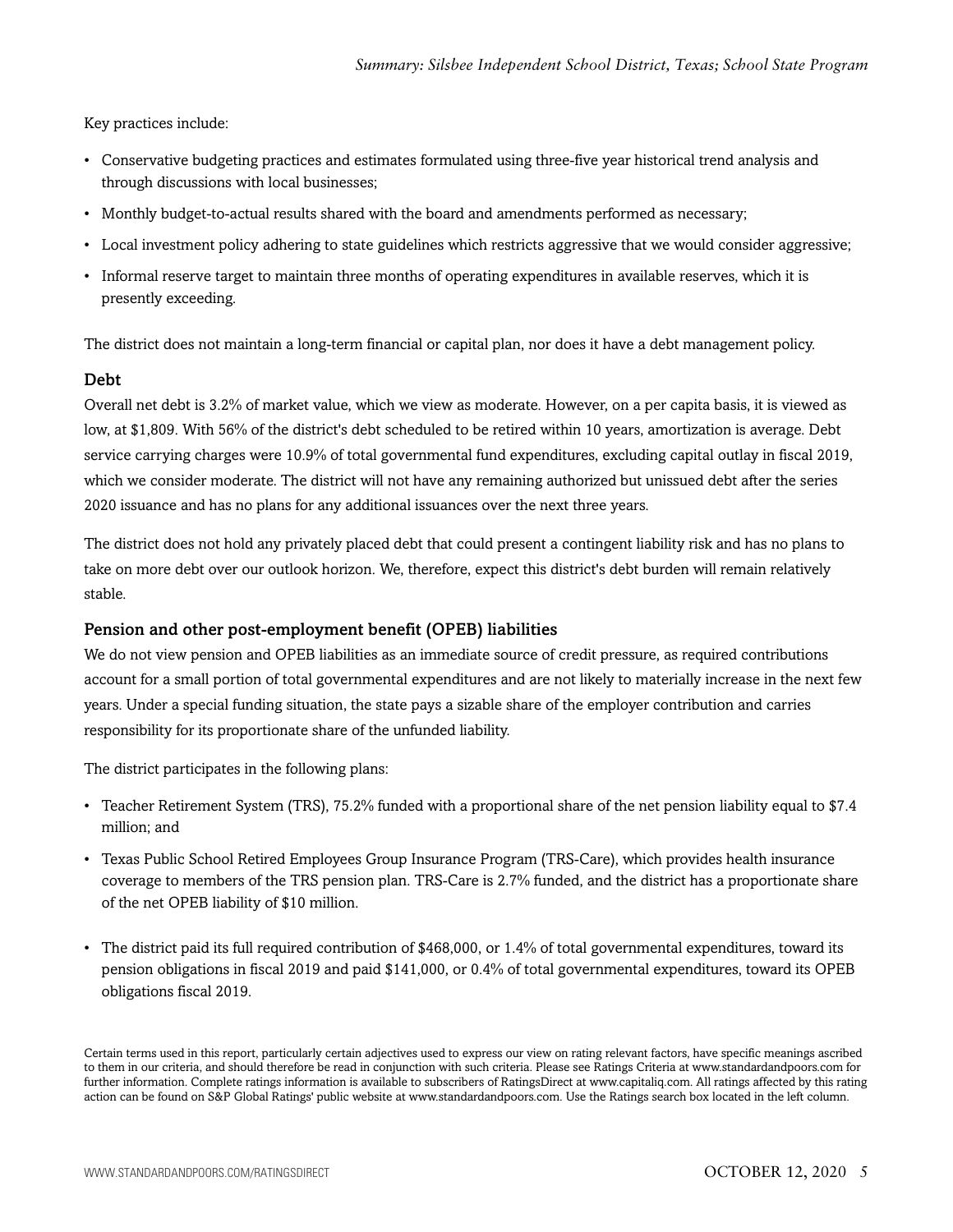Key practices include:

- Conservative budgeting practices and estimates formulated using three-five year historical trend analysis and through discussions with local businesses;
- Monthly budget-to-actual results shared with the board and amendments performed as necessary;
- Local investment policy adhering to state guidelines which restricts aggressive that we would consider aggressive;
- Informal reserve target to maintain three months of operating expenditures in available reserves, which it is presently exceeding.

The district does not maintain a long-term financial or capital plan, nor does it have a debt management policy.

## Debt

Overall net debt is 3.2% of market value, which we view as moderate. However, on a per capita basis, it is viewed as low, at $1,809. With 56% of the district's debt scheduled to be retired within 10 years, amortization is average. Debt service carrying charges were 10.9% of total governmental fund expenditures, excluding capital outlay in fiscal 2019, which we consider moderate. The district will not have any remaining authorized but unissued debt after the series 2020 issuance and has no plans for any additional issuances over the next three years.

The district does not hold any privately placed debt that could present a contingent liability risk and has no plans to take on more debt over our outlook horizon. We, therefore, expect this district's debt burden will remain relatively stable.

## Pension and other post-employment benefit (OPEB) liabilities

We do not view pension and OPEB liabilities as an immediate source of credit pressure, as required contributions account for a small portion of total governmental expenditures and are not likely to materially increase in the next few years. Under a special funding situation, the state pays a sizable share of the employer contribution and carries responsibility for its proportionate share of the unfunded liability.

The district participates in the following plans:

- Teacher Retirement System (TRS), 75.2% funded with a proportional share of the net pension liability equal to $7.4 million; and
- Texas Public School Retired Employees Group Insurance Program (TRS-Care), which provides health insurance coverage to members of the TRS pension plan. TRS-Care is 2.7% funded, and the district has a proportionate share of the net OPEB liability of $10 million.

- The district paid its full required contribution of $468,000, or 1.4% of total governmental expenditures, toward its pension obligations in fiscal 2019 and paid $141,000, or 0.4% of total governmental expenditures, toward its OPEB obligations fiscal 2019.

Certain terms used in this report, particularly certain adjectives used to express our view on rating relevant factors, have specific meanings ascribed to them in our criteria, and should therefore be read in conjunction with such criteria. Please see Ratings Criteria at www.standardandpoors.com for further information. Complete ratings information is available to subscribers of RatingsDirect at www.capitaliq.com. All ratings affected by this rating action can be found on S&P Global Ratings' public website at www.standardandpoors.com. Use the Ratings search box located in the left column.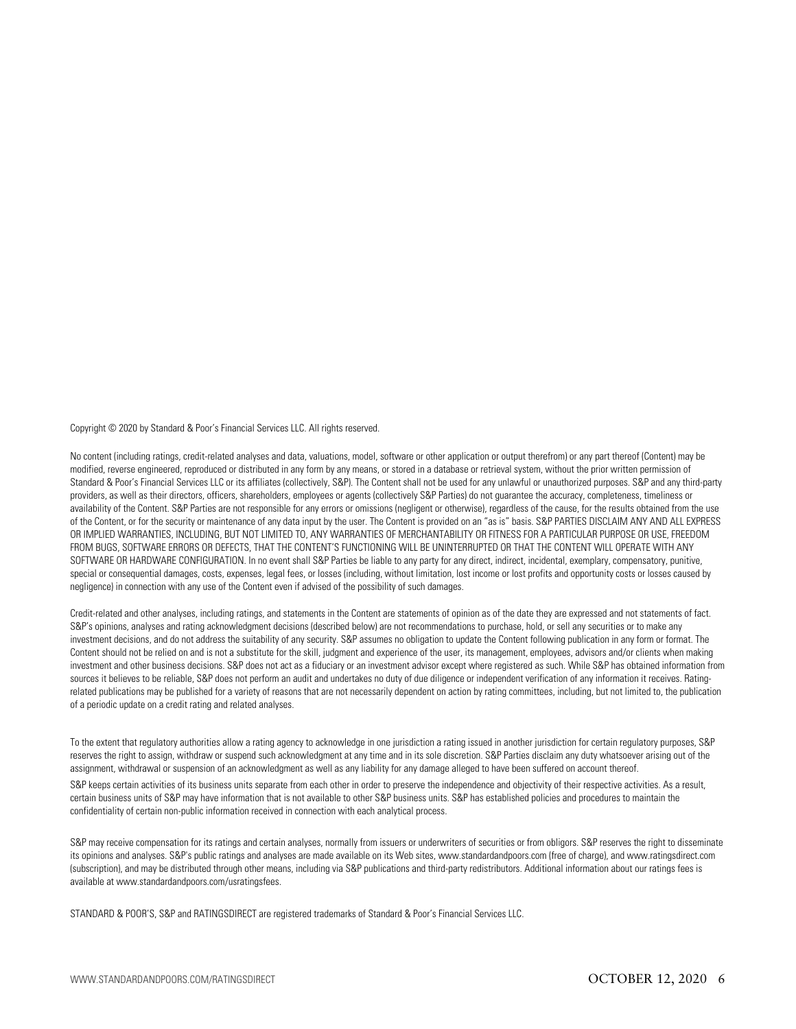Copyright © 2020 by Standard & Poor's Financial Services LLC. All rights reserved.

No content (including ratings, credit-related analyses and data, valuations, model, software or other application or output therefrom) or any part thereof (Content) may be modified, reverse engineered, reproduced or distributed in any form by any means, or stored in a database or retrieval system, without the prior written permission of Standard & Poor's Financial Services LLC or its affiliates (collectively, S&P). The Content shall not be used for any unlawful or unauthorized purposes. S&P and any third-party providers, as well as their directors, officers, shareholders, employees or agents (collectively S&P Parties) do not guarantee the accuracy, completeness, timeliness or availability of the Content. S&P Parties are not responsible for any errors or omissions (negligent or otherwise), regardless of the cause, for the results obtained from the use of the Content, or for the security or maintenance of any data input by the user. The Content is provided on an "as is" basis. S&P PARTIES DISCLAIM ANY AND ALL EXPRESS OR IMPLIED WARRANTIES, INCLUDING, BUT NOT LIMITED TO, ANY WARRANTIES OF MERCHANTABILITY OR FITNESS FOR A PARTICULAR PURPOSE OR USE, FREEDOM FROM BUGS, SOFTWARE ERRORS OR DEFECTS, THAT THE CONTENT'S FUNCTIONING WILL BE UNINTERRUPTED OR THAT THE CONTENT WILL OPERATE WITH ANY SOFTWARE OR HARDWARE CONFIGURATION. In no event shall S&P Parties be liable to any party for any direct, indirect, incidental, exemplary, compensatory, punitive, special or consequential damages, costs, expenses, legal fees, or losses (including, without limitation, lost income or lost profits and opportunity costs or losses caused by negligence) in connection with any use of the Content even if advised of the possibility of such damages.

Credit-related and other analyses, including ratings, and statements in the Content are statements of opinion as of the date they are expressed and not statements of fact. S&P's opinions, analyses and rating acknowledgment decisions (described below) are not recommendations to purchase, hold, or sell any securities or to make any investment decisions, and do not address the suitability of any security. S&P assumes no obligation to update the Content following publication in any form or format. The Content should not be relied on and is not a substitute for the skill, judgment and experience of the user, its management, employees, advisors and/or clients when making investment and other business decisions. S&P does not act as a fiduciary or an investment advisor except where registered as such. While S&P has obtained information from sources it believes to be reliable, S&P does not perform an audit and undertakes no duty of due diligence or independent verification of any information it receives. Rating-related publications may be published for a variety of reasons that are not necessarily dependent on action by rating committees, including, but not limited to, the publication of a periodic update on a credit rating and related analyses.

To the extent that regulatory authorities allow a rating agency to acknowledge in one jurisdiction a rating issued in another jurisdiction for certain regulatory purposes, S&P reserves the right to assign, withdraw or suspend such acknowledgment at any time and in its sole discretion. S&P Parties disclaim any duty whatsoever arising out of the assignment, withdrawal or suspension of an acknowledgment as well as any liability for any damage alleged to have been suffered on account thereof.

S&P keeps certain activities of its business units separate from each other in order to preserve the independence and objectivity of their respective activities. As a result, certain business units of S&P may have information that is not available to other S&P business units. S&P has established policies and procedures to maintain the confidentiality of certain non-public information received in connection with each analytical process.

S&P may receive compensation for its ratings and certain analyses, normally from issuers or underwriters of securities or from obligors. S&P reserves the right to disseminate its opinions and analyses. S&P's public ratings and analyses are made available on its Web sites, www.standardandpoors.com (free of charge), and www.ratingsdirect.com (subscription), and may be distributed through other means, including via S&P publications and third-party redistributors. Additional information about our ratings fees is available at www.standardandpoors.com/usratingsfees.

STANDARD & POOR'S, S&P and RATINGSDIRECT are registered trademarks of Standard & Poor's Financial Services LLC.